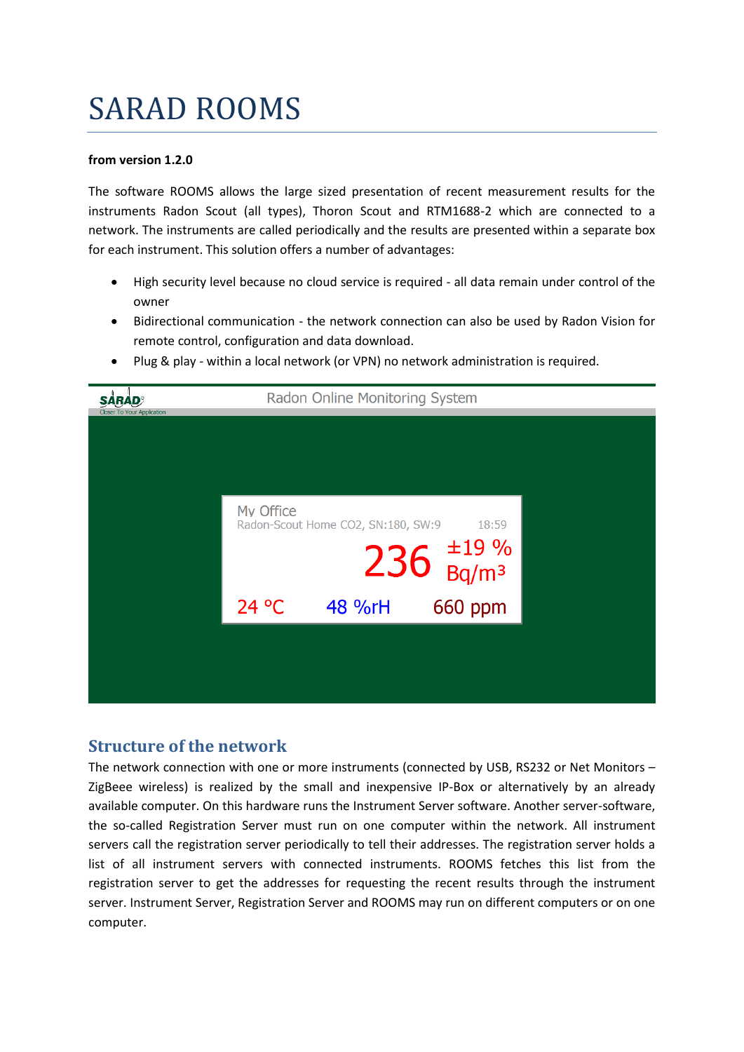# SARAD ROOMS

**from version 1.2.0**

The software ROOMS allows the large sized presentation of recent measurement results for the instruments Radon Scout (all types), Thoron Scout and RTM1688-2 which are connected to a network. The instruments are called periodically and the results are presented within a separate box for each instrument. This solution offers a number of advantages:

- High security level because no cloud service is required - all data remain under control of the owner
- Bidirectional communication - the network connection can also be used by Radon Vision for remote control, configuration and data download.
- Plug & play - within a local network (or VPN) no network administration is required.

## Structure of the network

The network connection with one or more instruments (connected by USB, RS232 or Net Monitors – ZigBeee wireless) is realized by the small and inexpensive IP-Box or alternatively by an already available computer. On this hardware runs the Instrument Server software. Another server-software, the so-called Registration Server must run on one computer within the network. All instrument servers call the registration server periodically to tell their addresses. The registration server holds a list of all instrument servers with connected instruments. ROOMS fetches this list from the registration server to get the addresses for requesting the recent results through the instrument server. Instrument Server, Registration Server and ROOMS may run on different computers or on one computer.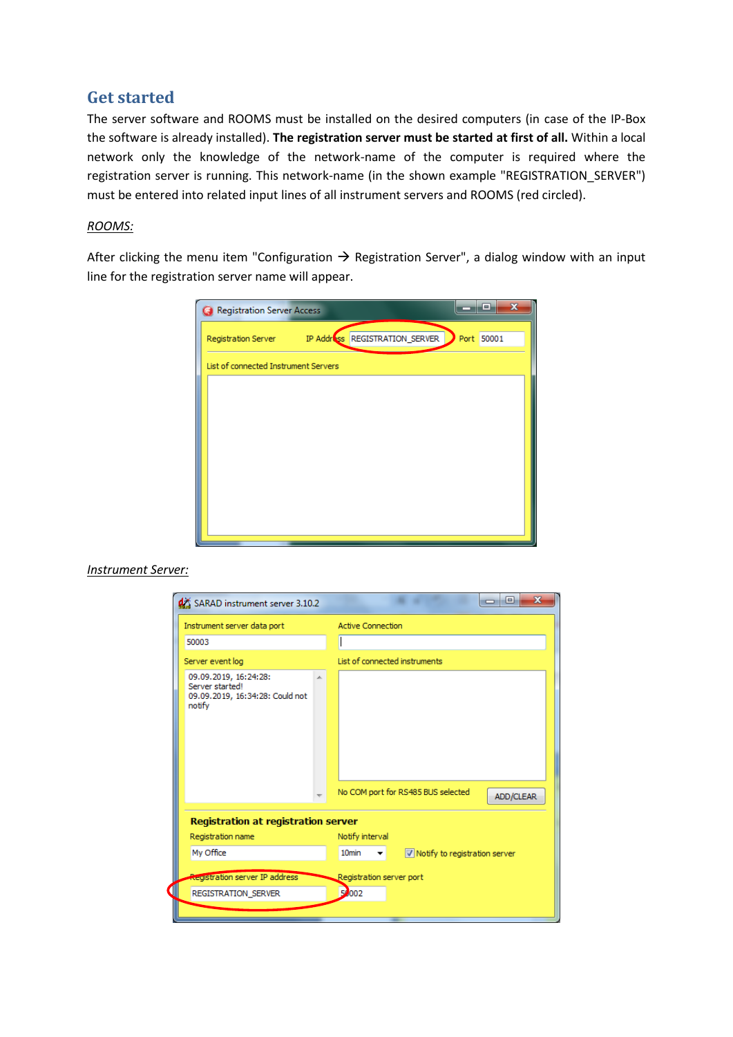## Get started

The server software and ROOMS must be installed on the desired computers (in case of the IP-Box the software is already installed). **The registration server must be started at first of all.** Within a local network only the knowledge of the network-name of the computer is required where the registration server is running. This network-name (in the shown example "REGISTRATION_SERVER") must be entered into related input lines of all instrument servers and ROOMS (red circled).

<u>*ROOMS:*</u>

After clicking the menu item "Configuration → Registration Server", a dialog window with an input line for the registration server name will appear.

<u>*Instrument Server:*</u>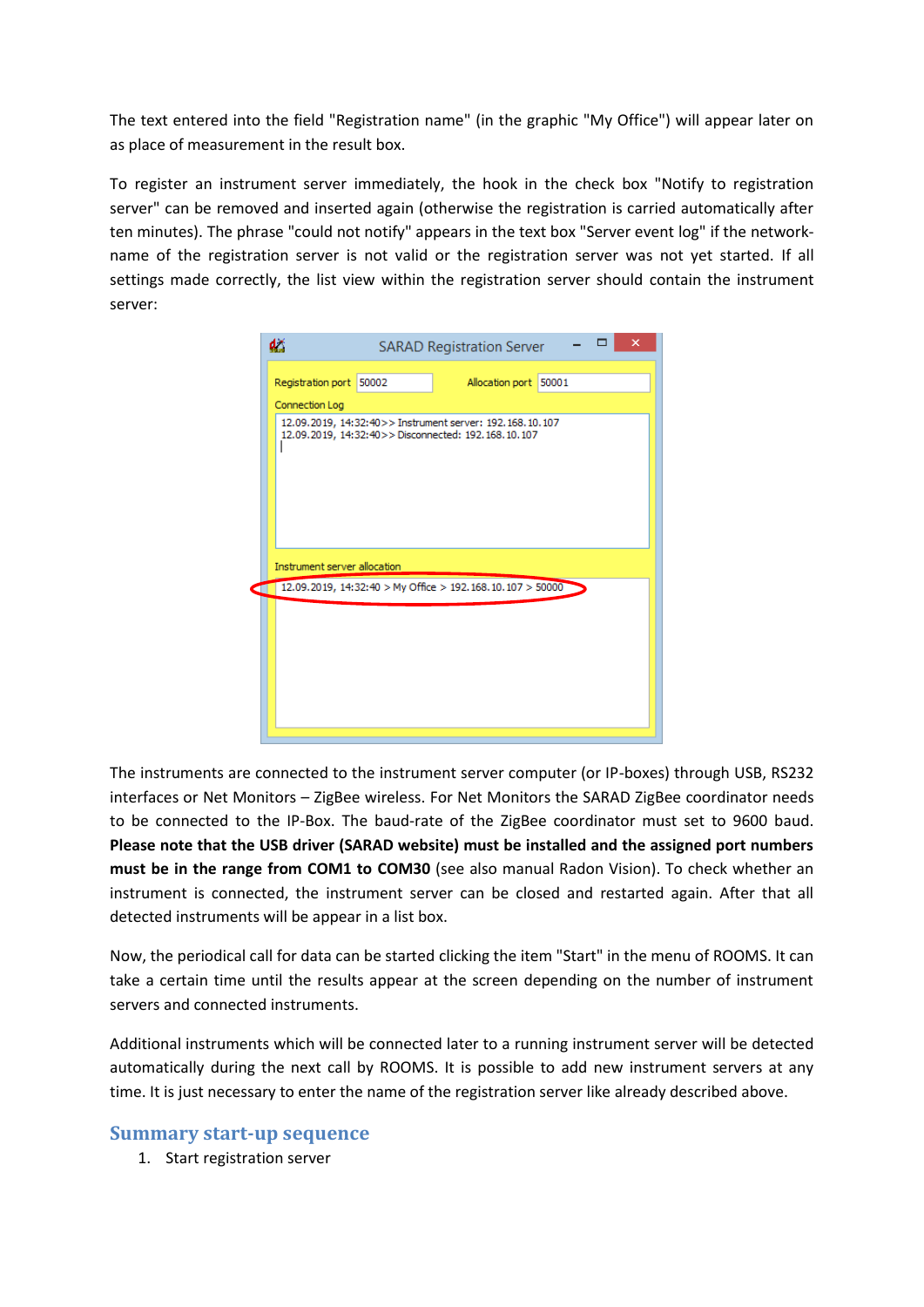The text entered into the field "Registration name" (in the graphic "My Office") will appear later on as place of measurement in the result box.

To register an instrument server immediately, the hook in the check box "Notify to registration server" can be removed and inserted again (otherwise the registration is carried automatically after ten minutes). The phrase "could not notify" appears in the text box "Server event log" if the network-name of the registration server is not valid or the registration server was not yet started. If all settings made correctly, the list view within the registration server should contain the instrument server:

The instruments are connected to the instrument server computer (or IP-boxes) through USB, RS232 interfaces or Net Monitors – ZigBee wireless. For Net Monitors the SARAD ZigBee coordinator needs to be connected to the IP-Box. The baud-rate of the ZigBee coordinator must set to 9600 baud. **Please note that the USB driver (SARAD website) must be installed and the assigned port numbers must be in the range from COM1 to COM30** (see also manual Radon Vision). To check whether an instrument is connected, the instrument server can be closed and restarted again. After that all detected instruments will be appear in a list box.

Now, the periodical call for data can be started clicking the item "Start" in the menu of ROOMS. It can take a certain time until the results appear at the screen depending on the number of instrument servers and connected instruments.

Additional instruments which will be connected later to a running instrument server will be detected automatically during the next call by ROOMS. It is possible to add new instrument servers at any time. It is just necessary to enter the name of the registration server like already described above.

## Summary start-up sequence

1. Start registration server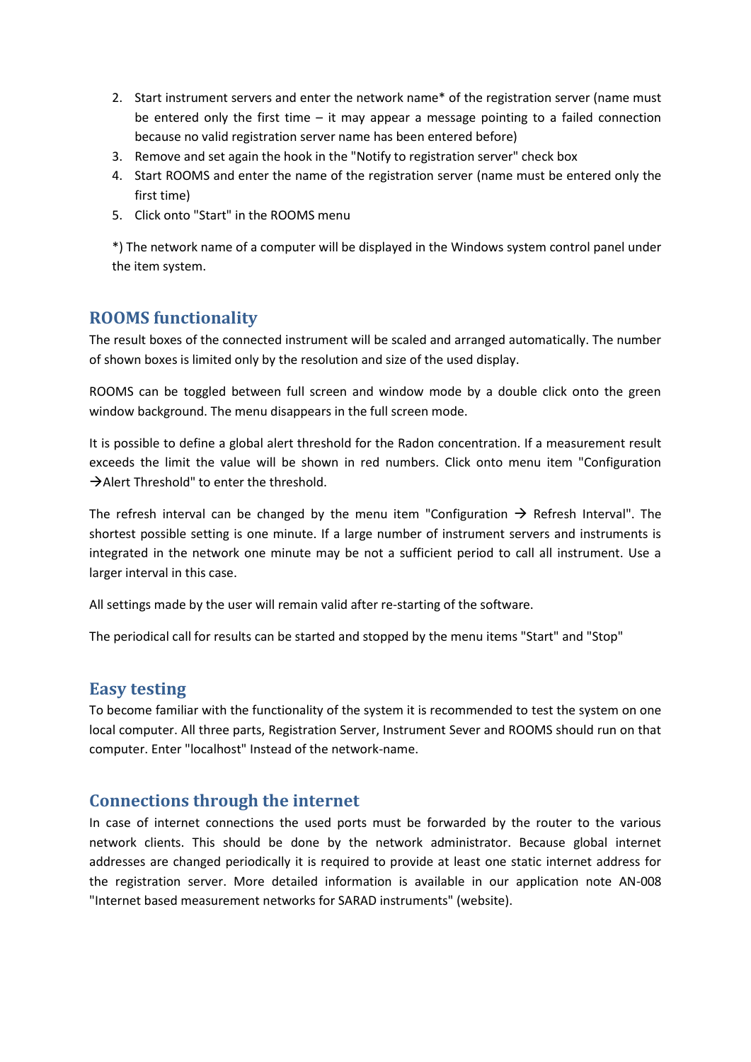2. Start instrument servers and enter the network name* of the registration server (name must be entered only the first time – it may appear a message pointing to a failed connection because no valid registration server name has been entered before)
3. Remove and set again the hook in the "Notify to registration server" check box
4. Start ROOMS and enter the name of the registration server (name must be entered only the first time)
5. Click onto "Start" in the ROOMS menu

*) The network name of a computer will be displayed in the Windows system control panel under the item system.

## ROOMS functionality

The result boxes of the connected instrument will be scaled and arranged automatically. The number of shown boxes is limited only by the resolution and size of the used display.

ROOMS can be toggled between full screen and window mode by a double click onto the green window background. The menu disappears in the full screen mode.

It is possible to define a global alert threshold for the Radon concentration. If a measurement result exceeds the limit the value will be shown in red numbers. Click onto menu item "Configuration →Alert Threshold" to enter the threshold.

The refresh interval can be changed by the menu item "Configuration → Refresh Interval". The shortest possible setting is one minute. If a large number of instrument servers and instruments is integrated in the network one minute may be not a sufficient period to call all instrument. Use a larger interval in this case.

All settings made by the user will remain valid after re-starting of the software.

The periodical call for results can be started and stopped by the menu items "Start" and "Stop"

## Easy testing

To become familiar with the functionality of the system it is recommended to test the system on one local computer. All three parts, Registration Server, Instrument Sever and ROOMS should run on that computer. Enter "localhost" Instead of the network-name.

## Connections through the internet

In case of internet connections the used ports must be forwarded by the router to the various network clients. This should be done by the network administrator. Because global internet addresses are changed periodically it is required to provide at least one static internet address for the registration server. More detailed information is available in our application note AN-008 "Internet based measurement networks for SARAD instruments" (website).